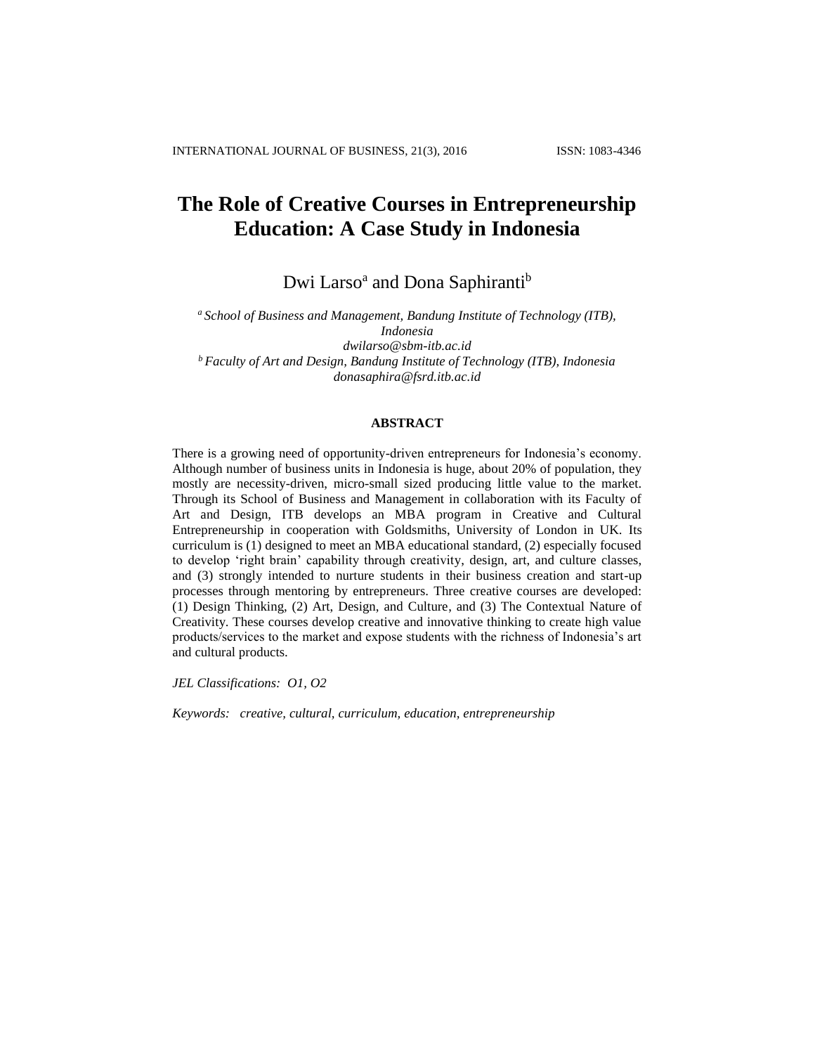# The Role of Creative Courses in Entrepreneurship Education: A Case Study in Indonesia

Dwi Larso[a] and Dona Saphiranti[b]

*[a] School of Business and Management, Bandung Institute of Technology (ITB), Indonesia*
*dwilarso@sbm-itb.ac.id*
*[b] Faculty of Art and Design, Bandung Institute of Technology (ITB), Indonesia*
*donasaphira@fsrd.itb.ac.id*

## ABSTRACT

There is a growing need of opportunity-driven entrepreneurs for Indonesia's economy. Although number of business units in Indonesia is huge, about 20% of population, they mostly are necessity-driven, micro-small sized producing little value to the market. Through its School of Business and Management in collaboration with its Faculty of Art and Design, ITB develops an MBA program in Creative and Cultural Entrepreneurship in cooperation with Goldsmiths, University of London in UK. Its curriculum is (1) designed to meet an MBA educational standard, (2) especially focused to develop 'right brain' capability through creativity, design, art, and culture classes, and (3) strongly intended to nurture students in their business creation and start-up processes through mentoring by entrepreneurs. Three creative courses are developed: (1) Design Thinking, (2) Art, Design, and Culture, and (3) The Contextual Nature of Creativity. These courses develop creative and innovative thinking to create high value products/services to the market and expose students with the richness of Indonesia's art and cultural products.

*JEL Classifications: O1, O2*

*Keywords: creative, cultural, curriculum, education, entrepreneurship*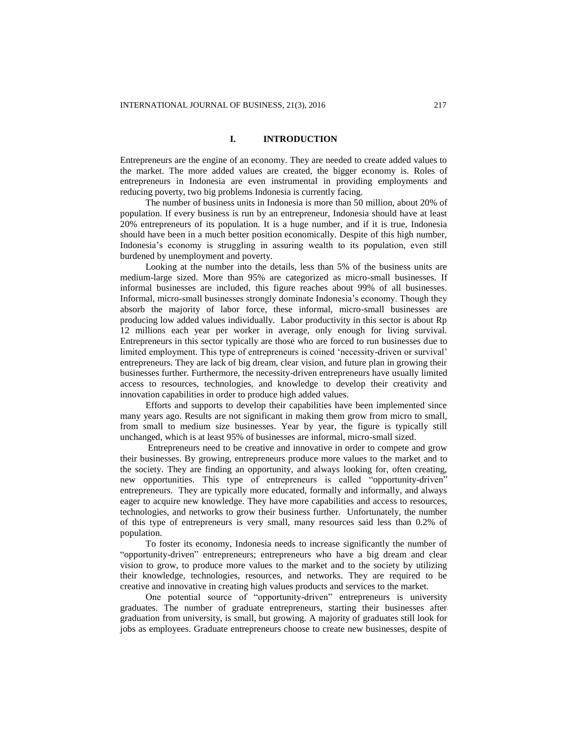# I. INTRODUCTION

Entrepreneurs are the engine of an economy. They are needed to create added values to the market. The more added values are created, the bigger economy is. Roles of entrepreneurs in Indonesia are even instrumental in providing employments and reducing poverty, two big problems Indonesia is currently facing.

The number of business units in Indonesia is more than 50 million, about 20% of population. If every business is run by an entrepreneur, Indonesia should have at least 20% entrepreneurs of its population. It is a huge number, and if it is true, Indonesia should have been in a much better position economically. Despite of this high number, Indonesia's economy is struggling in assuring wealth to its population, even still burdened by unemployment and poverty.

Looking at the number into the details, less than 5% of the business units are medium-large sized. More than 95% are categorized as micro-small businesses. If informal businesses are included, this figure reaches about 99% of all businesses. Informal, micro-small businesses strongly dominate Indonesia's economy. Though they absorb the majority of labor force, these informal, micro-small businesses are producing low added values individually. Labor productivity in this sector is about Rp 12 millions each year per worker in average, only enough for living survival. Entrepreneurs in this sector typically are those who are forced to run businesses due to limited employment. This type of entrepreneurs is coined 'necessity-driven or survival' entrepreneurs. They are lack of big dream, clear vision, and future plan in growing their businesses further. Furthermore, the necessity-driven entrepreneurs have usually limited access to resources, technologies, and knowledge to develop their creativity and innovation capabilities in order to produce high added values.

Efforts and supports to develop their capabilities have been implemented since many years ago. Results are not significant in making them grow from micro to small, from small to medium size businesses. Year by year, the figure is typically still unchanged, which is at least 95% of businesses are informal, micro-small sized.

Entrepreneurs need to be creative and innovative in order to compete and grow their businesses. By growing, entrepreneurs produce more values to the market and to the society. They are finding an opportunity, and always looking for, often creating, new opportunities. This type of entrepreneurs is called "opportunity-driven" entrepreneurs. They are typically more educated, formally and informally, and always eager to acquire new knowledge. They have more capabilities and access to resources, technologies, and networks to grow their business further. Unfortunately, the number of this type of entrepreneurs is very small, many resources said less than 0.2% of population.

To foster its economy, Indonesia needs to increase significantly the number of "opportunity-driven" entrepreneurs; entrepreneurs who have a big dream and clear vision to grow, to produce more values to the market and to the society by utilizing their knowledge, technologies, resources, and networks. They are required to be creative and innovative in creating high values products and services to the market.

One potential source of "opportunity-driven" entrepreneurs is university graduates. The number of graduate entrepreneurs, starting their businesses after graduation from university, is small, but growing. A majority of graduates still look for jobs as employees. Graduate entrepreneurs choose to create new businesses, despite of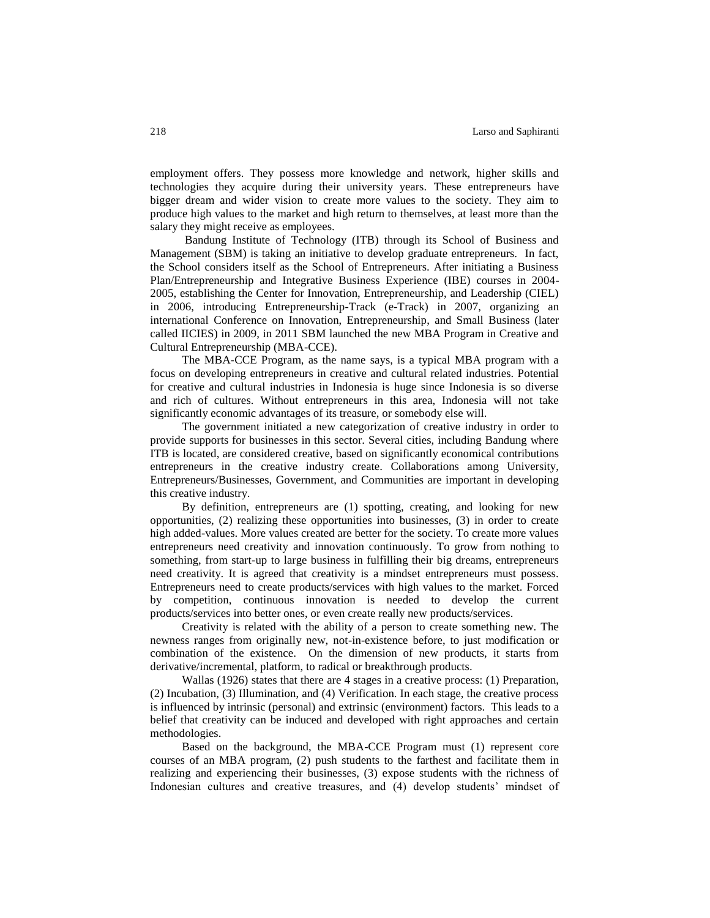employment offers. They possess more knowledge and network, higher skills and technologies they acquire during their university years. These entrepreneurs have bigger dream and wider vision to create more values to the society. They aim to produce high values to the market and high return to themselves, at least more than the salary they might receive as employees.

Bandung Institute of Technology (ITB) through its School of Business and Management (SBM) is taking an initiative to develop graduate entrepreneurs. In fact, the School considers itself as the School of Entrepreneurs. After initiating a Business Plan/Entrepreneurship and Integrative Business Experience (IBE) courses in 2004-2005, establishing the Center for Innovation, Entrepreneurship, and Leadership (CIEL) in 2006, introducing Entrepreneurship-Track (e-Track) in 2007, organizing an international Conference on Innovation, Entrepreneurship, and Small Business (later called IICIES) in 2009, in 2011 SBM launched the new MBA Program in Creative and Cultural Entrepreneurship (MBA-CCE).

The MBA-CCE Program, as the name says, is a typical MBA program with a focus on developing entrepreneurs in creative and cultural related industries. Potential for creative and cultural industries in Indonesia is huge since Indonesia is so diverse and rich of cultures. Without entrepreneurs in this area, Indonesia will not take significantly economic advantages of its treasure, or somebody else will.

The government initiated a new categorization of creative industry in order to provide supports for businesses in this sector. Several cities, including Bandung where ITB is located, are considered creative, based on significantly economical contributions entrepreneurs in the creative industry create. Collaborations among University, Entrepreneurs/Businesses, Government, and Communities are important in developing this creative industry.

By definition, entrepreneurs are (1) spotting, creating, and looking for new opportunities, (2) realizing these opportunities into businesses, (3) in order to create high added-values. More values created are better for the society. To create more values entrepreneurs need creativity and innovation continuously. To grow from nothing to something, from start-up to large business in fulfilling their big dreams, entrepreneurs need creativity. It is agreed that creativity is a mindset entrepreneurs must possess. Entrepreneurs need to create products/services with high values to the market. Forced by competition, continuous innovation is needed to develop the current products/services into better ones, or even create really new products/services.

Creativity is related with the ability of a person to create something new. The newness ranges from originally new, not-in-existence before, to just modification or combination of the existence. On the dimension of new products, it starts from derivative/incremental, platform, to radical or breakthrough products.

Wallas (1926) states that there are 4 stages in a creative process: (1) Preparation, (2) Incubation, (3) Illumination, and (4) Verification. In each stage, the creative process is influenced by intrinsic (personal) and extrinsic (environment) factors. This leads to a belief that creativity can be induced and developed with right approaches and certain methodologies.

Based on the background, the MBA-CCE Program must (1) represent core courses of an MBA program, (2) push students to the farthest and facilitate them in realizing and experiencing their businesses, (3) expose students with the richness of Indonesian cultures and creative treasures, and (4) develop students' mindset of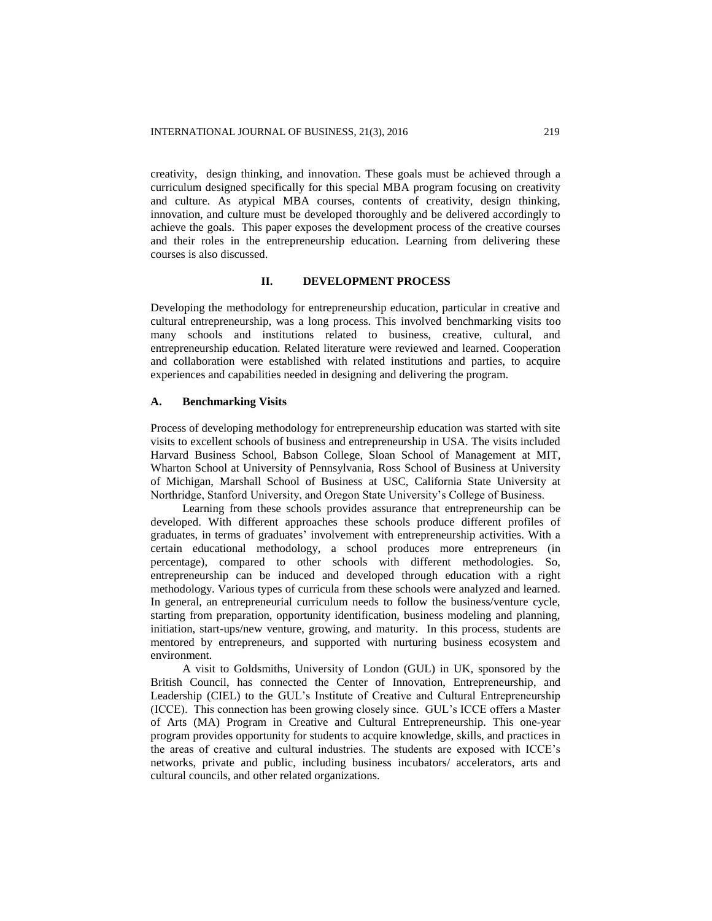creativity, design thinking, and innovation. These goals must be achieved through a curriculum designed specifically for this special MBA program focusing on creativity and culture. As atypical MBA courses, contents of creativity, design thinking, innovation, and culture must be developed thoroughly and be delivered accordingly to achieve the goals. This paper exposes the development process of the creative courses and their roles in the entrepreneurship education. Learning from delivering these courses is also discussed.

## II. DEVELOPMENT PROCESS

Developing the methodology for entrepreneurship education, particular in creative and cultural entrepreneurship, was a long process. This involved benchmarking visits too many schools and institutions related to business, creative, cultural, and entrepreneurship education. Related literature were reviewed and learned. Cooperation and collaboration were established with related institutions and parties, to acquire experiences and capabilities needed in designing and delivering the program.

### A. Benchmarking Visits

Process of developing methodology for entrepreneurship education was started with site visits to excellent schools of business and entrepreneurship in USA. The visits included Harvard Business School, Babson College, Sloan School of Management at MIT, Wharton School at University of Pennsylvania, Ross School of Business at University of Michigan, Marshall School of Business at USC, California State University at Northridge, Stanford University, and Oregon State University's College of Business.

Learning from these schools provides assurance that entrepreneurship can be developed. With different approaches these schools produce different profiles of graduates, in terms of graduates' involvement with entrepreneurship activities. With a certain educational methodology, a school produces more entrepreneurs (in percentage), compared to other schools with different methodologies. So, entrepreneurship can be induced and developed through education with a right methodology. Various types of curricula from these schools were analyzed and learned. In general, an entrepreneurial curriculum needs to follow the business/venture cycle, starting from preparation, opportunity identification, business modeling and planning, initiation, start-ups/new venture, growing, and maturity. In this process, students are mentored by entrepreneurs, and supported with nurturing business ecosystem and environment.

A visit to Goldsmiths, University of London (GUL) in UK, sponsored by the British Council, has connected the Center of Innovation, Entrepreneurship, and Leadership (CIEL) to the GUL's Institute of Creative and Cultural Entrepreneurship (ICCE). This connection has been growing closely since. GUL's ICCE offers a Master of Arts (MA) Program in Creative and Cultural Entrepreneurship. This one-year program provides opportunity for students to acquire knowledge, skills, and practices in the areas of creative and cultural industries. The students are exposed with ICCE's networks, private and public, including business incubators/ accelerators, arts and cultural councils, and other related organizations.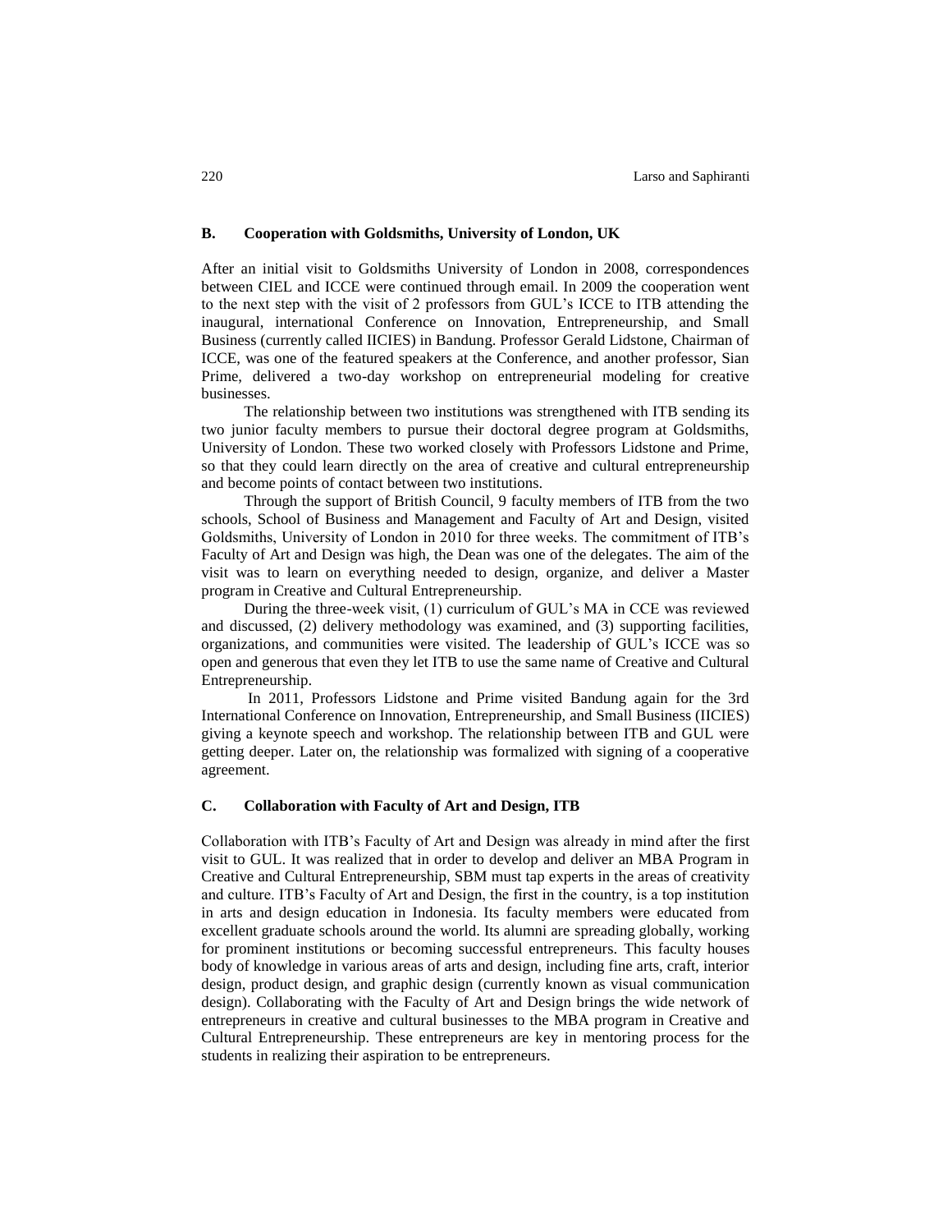### B. Cooperation with Goldsmiths, University of London, UK

After an initial visit to Goldsmiths University of London in 2008, correspondences between CIEL and ICCE were continued through email. In 2009 the cooperation went to the next step with the visit of 2 professors from GUL's ICCE to ITB attending the inaugural, international Conference on Innovation, Entrepreneurship, and Small Business (currently called IICIES) in Bandung. Professor Gerald Lidstone, Chairman of ICCE, was one of the featured speakers at the Conference, and another professor, Sian Prime, delivered a two-day workshop on entrepreneurial modeling for creative businesses.

The relationship between two institutions was strengthened with ITB sending its two junior faculty members to pursue their doctoral degree program at Goldsmiths, University of London. These two worked closely with Professors Lidstone and Prime, so that they could learn directly on the area of creative and cultural entrepreneurship and become points of contact between two institutions.

Through the support of British Council, 9 faculty members of ITB from the two schools, School of Business and Management and Faculty of Art and Design, visited Goldsmiths, University of London in 2010 for three weeks. The commitment of ITB's Faculty of Art and Design was high, the Dean was one of the delegates. The aim of the visit was to learn on everything needed to design, organize, and deliver a Master program in Creative and Cultural Entrepreneurship.

During the three-week visit, (1) curriculum of GUL's MA in CCE was reviewed and discussed, (2) delivery methodology was examined, and (3) supporting facilities, organizations, and communities were visited. The leadership of GUL's ICCE was so open and generous that even they let ITB to use the same name of Creative and Cultural Entrepreneurship.

In 2011, Professors Lidstone and Prime visited Bandung again for the 3rd International Conference on Innovation, Entrepreneurship, and Small Business (IICIES) giving a keynote speech and workshop. The relationship between ITB and GUL were getting deeper. Later on, the relationship was formalized with signing of a cooperative agreement.

### C. Collaboration with Faculty of Art and Design, ITB

Collaboration with ITB's Faculty of Art and Design was already in mind after the first visit to GUL. It was realized that in order to develop and deliver an MBA Program in Creative and Cultural Entrepreneurship, SBM must tap experts in the areas of creativity and culture. ITB's Faculty of Art and Design, the first in the country, is a top institution in arts and design education in Indonesia. Its faculty members were educated from excellent graduate schools around the world. Its alumni are spreading globally, working for prominent institutions or becoming successful entrepreneurs. This faculty houses body of knowledge in various areas of arts and design, including fine arts, craft, interior design, product design, and graphic design (currently known as visual communication design). Collaborating with the Faculty of Art and Design brings the wide network of entrepreneurs in creative and cultural businesses to the MBA program in Creative and Cultural Entrepreneurship. These entrepreneurs are key in mentoring process for the students in realizing their aspiration to be entrepreneurs.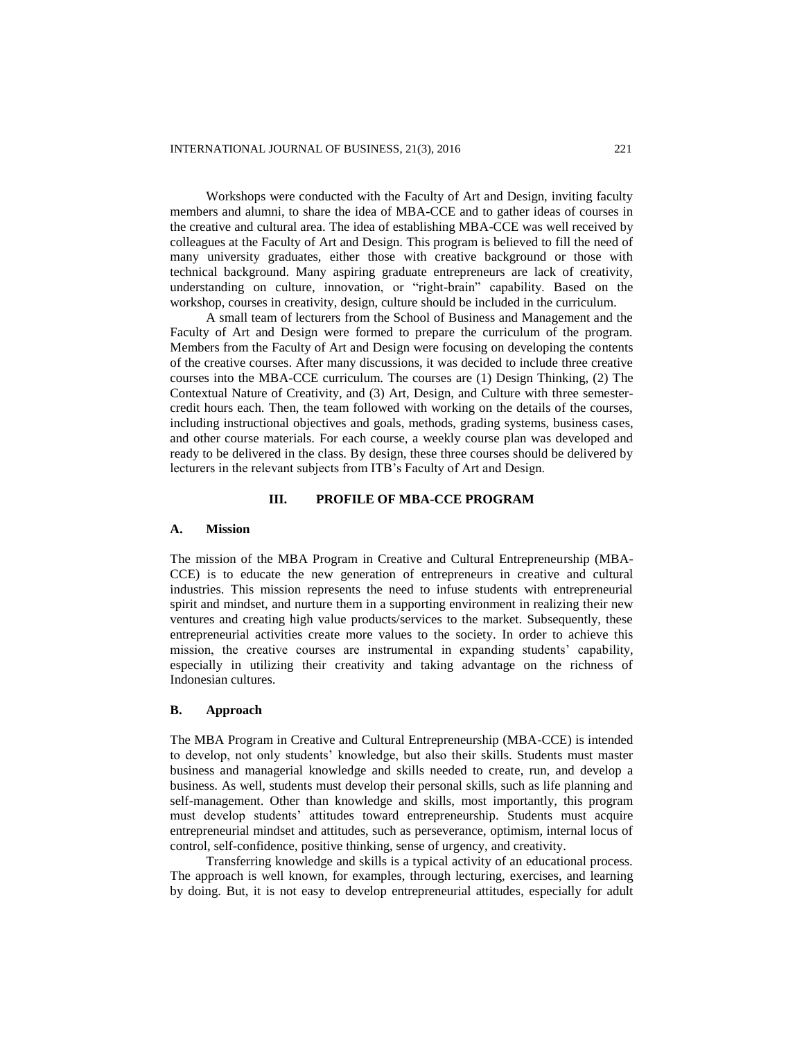Workshops were conducted with the Faculty of Art and Design, inviting faculty members and alumni, to share the idea of MBA-CCE and to gather ideas of courses in the creative and cultural area. The idea of establishing MBA-CCE was well received by colleagues at the Faculty of Art and Design. This program is believed to fill the need of many university graduates, either those with creative background or those with technical background. Many aspiring graduate entrepreneurs are lack of creativity, understanding on culture, innovation, or "right-brain" capability. Based on the workshop, courses in creativity, design, culture should be included in the curriculum.

A small team of lecturers from the School of Business and Management and the Faculty of Art and Design were formed to prepare the curriculum of the program. Members from the Faculty of Art and Design were focusing on developing the contents of the creative courses. After many discussions, it was decided to include three creative courses into the MBA-CCE curriculum. The courses are (1) Design Thinking, (2) The Contextual Nature of Creativity, and (3) Art, Design, and Culture with three semester-credit hours each. Then, the team followed with working on the details of the courses, including instructional objectives and goals, methods, grading systems, business cases, and other course materials. For each course, a weekly course plan was developed and ready to be delivered in the class. By design, these three courses should be delivered by lecturers in the relevant subjects from ITB's Faculty of Art and Design.

## III. PROFILE OF MBA-CCE PROGRAM

### A. Mission

The mission of the MBA Program in Creative and Cultural Entrepreneurship (MBA-CCE) is to educate the new generation of entrepreneurs in creative and cultural industries. This mission represents the need to infuse students with entrepreneurial spirit and mindset, and nurture them in a supporting environment in realizing their new ventures and creating high value products/services to the market. Subsequently, these entrepreneurial activities create more values to the society. In order to achieve this mission, the creative courses are instrumental in expanding students' capability, especially in utilizing their creativity and taking advantage on the richness of Indonesian cultures.

### B. Approach

The MBA Program in Creative and Cultural Entrepreneurship (MBA-CCE) is intended to develop, not only students' knowledge, but also their skills. Students must master business and managerial knowledge and skills needed to create, run, and develop a business. As well, students must develop their personal skills, such as life planning and self-management. Other than knowledge and skills, most importantly, this program must develop students' attitudes toward entrepreneurship. Students must acquire entrepreneurial mindset and attitudes, such as perseverance, optimism, internal locus of control, self-confidence, positive thinking, sense of urgency, and creativity.

Transferring knowledge and skills is a typical activity of an educational process. The approach is well known, for examples, through lecturing, exercises, and learning by doing. But, it is not easy to develop entrepreneurial attitudes, especially for adult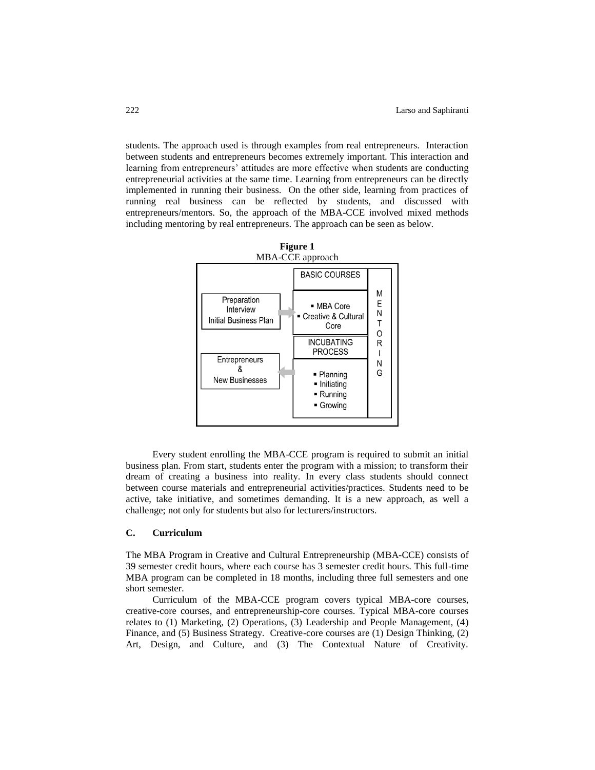students. The approach used is through examples from real entrepreneurs. Interaction between students and entrepreneurs becomes extremely important. This interaction and learning from entrepreneurs' attitudes are more effective when students are conducting entrepreneurial activities at the same time. Learning from entrepreneurs can be directly implemented in running their business. On the other side, learning from practices of running real business can be reflected by students, and discussed with entrepreneurs/mentors. So, the approach of the MBA-CCE involved mixed methods including mentoring by real entrepreneurs. The approach can be seen as below.

**Figure 1**
MBA-CCE approach

| | BASIC COURSES | |
|---|---|---|
| Preparation Interview Initial Business Plan → | ▪ MBA Core ▪ Creative & Cultural Core | MENTORING |
| | INCUBATING PROCESS | |
| Entrepreneurs & New Businesses ← | ▪ Planning ▪ Initiating ▪ Running ▪ Growing | |

Every student enrolling the MBA-CCE program is required to submit an initial business plan. From start, students enter the program with a mission; to transform their dream of creating a business into reality. In every class students should connect between course materials and entrepreneurial activities/practices. Students need to be active, take initiative, and sometimes demanding. It is a new approach, as well a challenge; not only for students but also for lecturers/instructors.

### C. Curriculum

The MBA Program in Creative and Cultural Entrepreneurship (MBA-CCE) consists of 39 semester credit hours, where each course has 3 semester credit hours. This full-time MBA program can be completed in 18 months, including three full semesters and one short semester.

Curriculum of the MBA-CCE program covers typical MBA-core courses, creative-core courses, and entrepreneurship-core courses. Typical MBA-core courses relates to (1) Marketing, (2) Operations, (3) Leadership and People Management, (4) Finance, and (5) Business Strategy. Creative-core courses are (1) Design Thinking, (2) Art, Design, and Culture, and (3) The Contextual Nature of Creativity.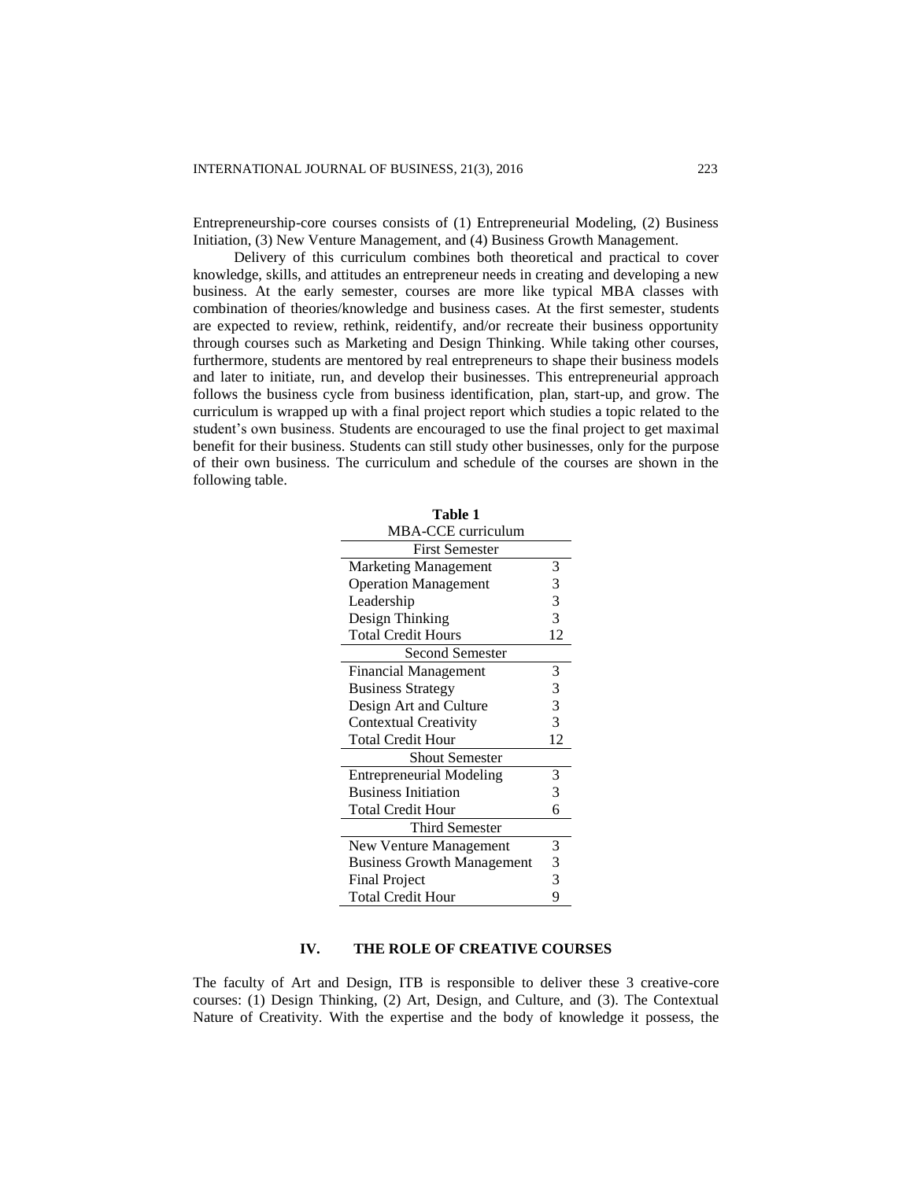Entrepreneurship-core courses consists of (1) Entrepreneurial Modeling, (2) Business Initiation, (3) New Venture Management, and (4) Business Growth Management.

Delivery of this curriculum combines both theoretical and practical to cover knowledge, skills, and attitudes an entrepreneur needs in creating and developing a new business. At the early semester, courses are more like typical MBA classes with combination of theories/knowledge and business cases. At the first semester, students are expected to review, rethink, reidentify, and/or recreate their business opportunity through courses such as Marketing and Design Thinking. While taking other courses, furthermore, students are mentored by real entrepreneurs to shape their business models and later to initiate, run, and develop their businesses. This entrepreneurial approach follows the business cycle from business identification, plan, start-up, and grow. The curriculum is wrapped up with a final project report which studies a topic related to the student's own business. Students are encouraged to use the final project to get maximal benefit for their business. Students can still study other businesses, only for the purpose of their own business. The curriculum and schedule of the courses are shown in the following table.

**Table 1**
MBA-CCE curriculum

| First Semester | |
|---|---|
| Marketing Management | 3 |
| Operation Management | 3 |
| Leadership | 3 |
| Design Thinking | 3 |
| Total Credit Hours | 12 |
| **Second Semester** | |
| Financial Management | 3 |
| Business Strategy | 3 |
| Design Art and Culture | 3 |
| Contextual Creativity | 3 |
| Total Credit Hour | 12 |
| **Shout Semester** | |
| Entrepreneurial Modeling | 3 |
| Business Initiation | 3 |
| Total Credit Hour | 6 |
| **Third Semester** | |
| New Venture Management | 3 |
| Business Growth Management | 3 |
| Final Project | 3 |
| Total Credit Hour | 9 |

## IV. THE ROLE OF CREATIVE COURSES

The faculty of Art and Design, ITB is responsible to deliver these 3 creative-core courses: (1) Design Thinking, (2) Art, Design, and Culture, and (3). The Contextual Nature of Creativity. With the expertise and the body of knowledge it possess, the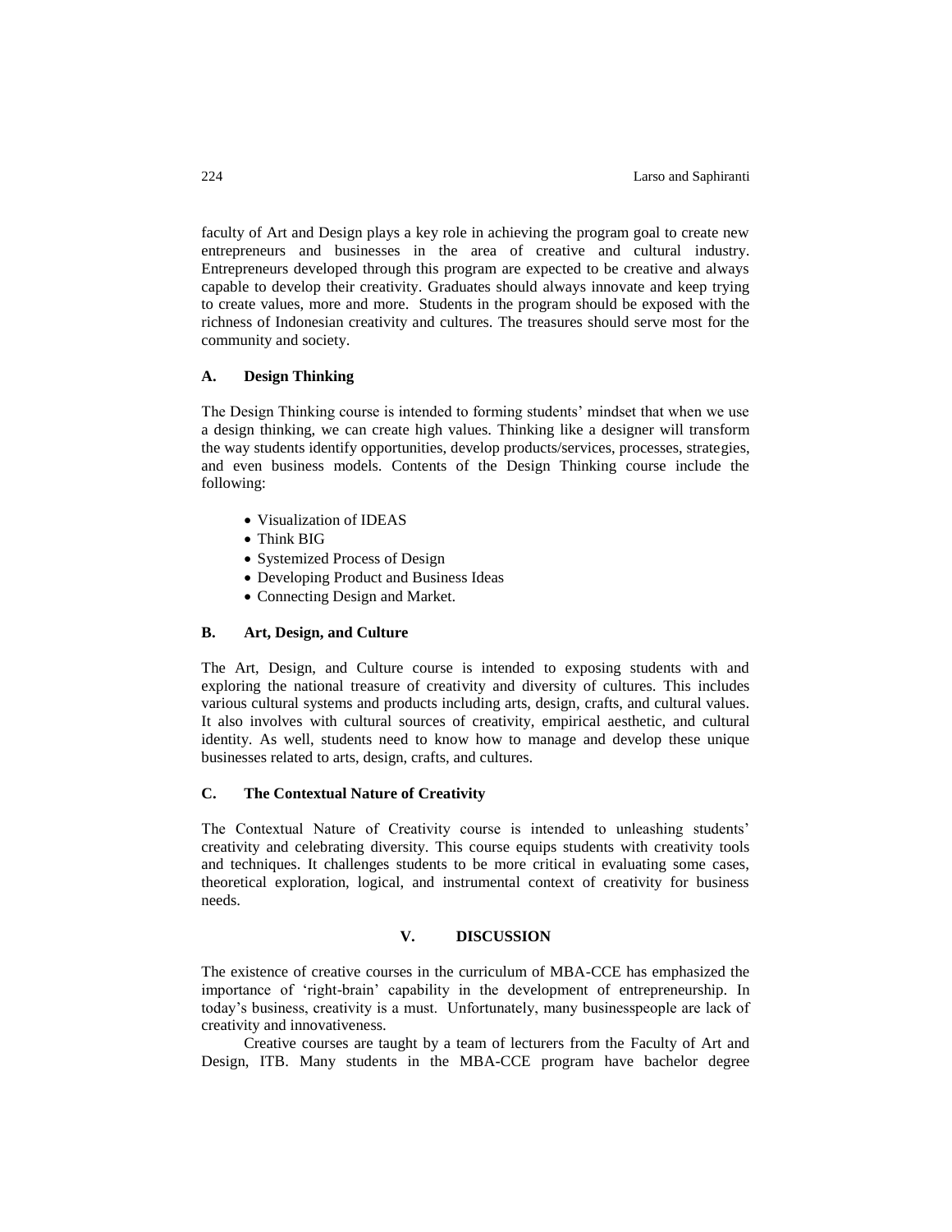faculty of Art and Design plays a key role in achieving the program goal to create new entrepreneurs and businesses in the area of creative and cultural industry. Entrepreneurs developed through this program are expected to be creative and always capable to develop their creativity. Graduates should always innovate and keep trying to create values, more and more. Students in the program should be exposed with the richness of Indonesian creativity and cultures. The treasures should serve most for the community and society.

### A. Design Thinking

The Design Thinking course is intended to forming students' mindset that when we use a design thinking, we can create high values. Thinking like a designer will transform the way students identify opportunities, develop products/services, processes, strategies, and even business models. Contents of the Design Thinking course include the following:

- Visualization of IDEAS
- Think BIG
- Systemized Process of Design
- Developing Product and Business Ideas
- Connecting Design and Market.

### B. Art, Design, and Culture

The Art, Design, and Culture course is intended to exposing students with and exploring the national treasure of creativity and diversity of cultures. This includes various cultural systems and products including arts, design, crafts, and cultural values. It also involves with cultural sources of creativity, empirical aesthetic, and cultural identity. As well, students need to know how to manage and develop these unique businesses related to arts, design, crafts, and cultures.

### C. The Contextual Nature of Creativity

The Contextual Nature of Creativity course is intended to unleashing students' creativity and celebrating diversity. This course equips students with creativity tools and techniques. It challenges students to be more critical in evaluating some cases, theoretical exploration, logical, and instrumental context of creativity for business needs.

## V. DISCUSSION

The existence of creative courses in the curriculum of MBA-CCE has emphasized the importance of 'right-brain' capability in the development of entrepreneurship. In today's business, creativity is a must. Unfortunately, many businesspeople are lack of creativity and innovativeness.

Creative courses are taught by a team of lecturers from the Faculty of Art and Design, ITB. Many students in the MBA-CCE program have bachelor degree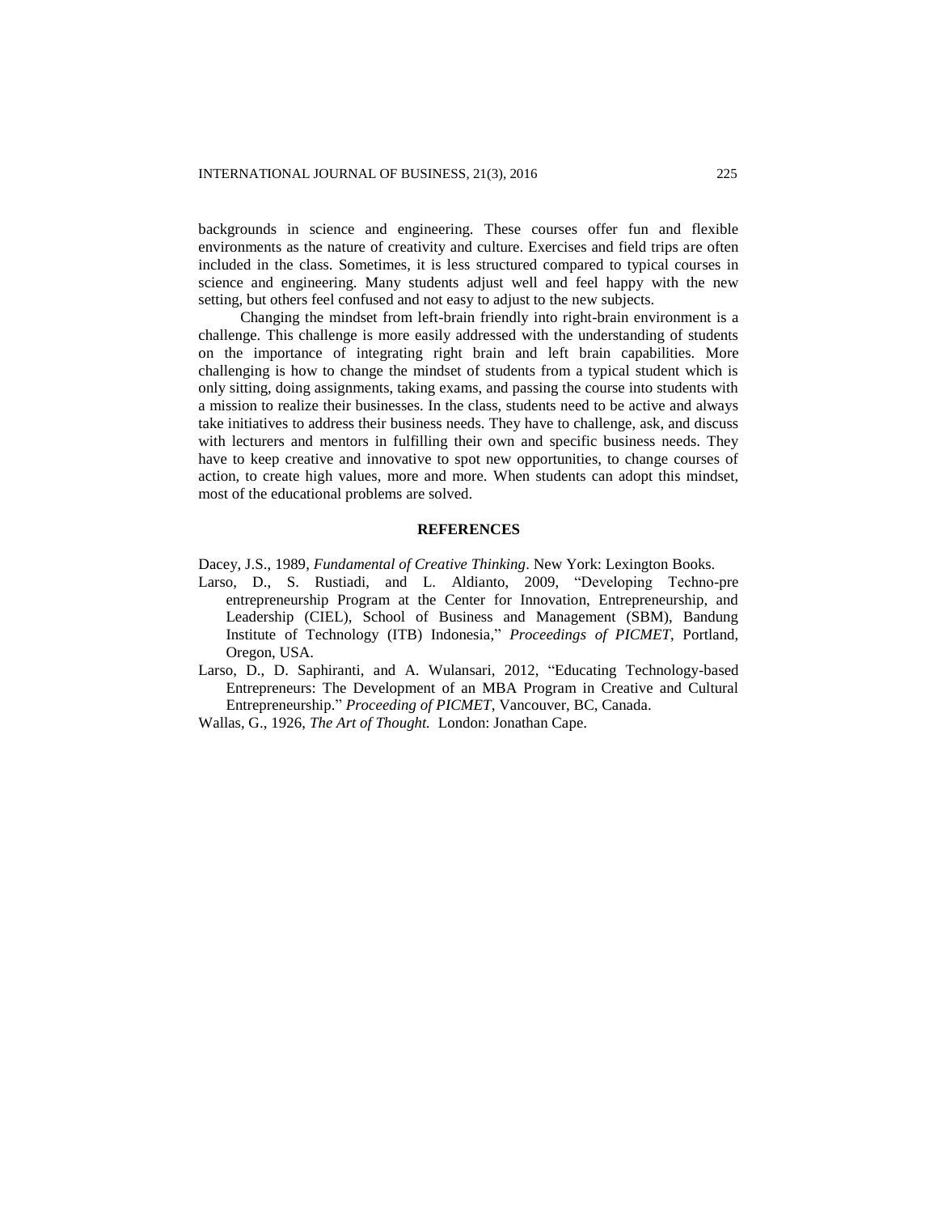backgrounds in science and engineering. These courses offer fun and flexible environments as the nature of creativity and culture. Exercises and field trips are often included in the class. Sometimes, it is less structured compared to typical courses in science and engineering. Many students adjust well and feel happy with the new setting, but others feel confused and not easy to adjust to the new subjects.

Changing the mindset from left-brain friendly into right-brain environment is a challenge. This challenge is more easily addressed with the understanding of students on the importance of integrating right brain and left brain capabilities. More challenging is how to change the mindset of students from a typical student which is only sitting, doing assignments, taking exams, and passing the course into students with a mission to realize their businesses. In the class, students need to be active and always take initiatives to address their business needs. They have to challenge, ask, and discuss with lecturers and mentors in fulfilling their own and specific business needs. They have to keep creative and innovative to spot new opportunities, to change courses of action, to create high values, more and more. When students can adopt this mindset, most of the educational problems are solved.

## REFERENCES

Dacey, J.S., 1989, *Fundamental of Creative Thinking*. New York: Lexington Books.

Larso, D., S. Rustiadi, and L. Aldianto, 2009, "Developing Techno-pre entrepreneurship Program at the Center for Innovation, Entrepreneurship, and Leadership (CIEL), School of Business and Management (SBM), Bandung Institute of Technology (ITB) Indonesia," *Proceedings of PICMET*, Portland, Oregon, USA.

Larso, D., D. Saphiranti, and A. Wulansari, 2012, "Educating Technology-based Entrepreneurs: The Development of an MBA Program in Creative and Cultural Entrepreneurship." *Proceeding of PICMET*, Vancouver, BC, Canada.

Wallas, G., 1926, *The Art of Thought.* London: Jonathan Cape.